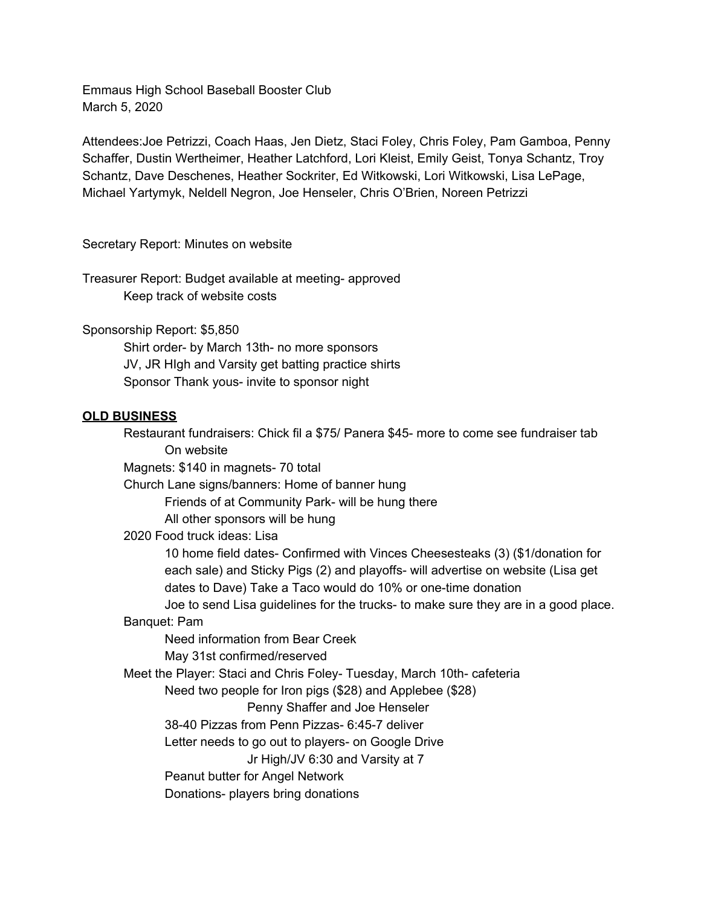Emmaus High School Baseball Booster Club
March 5, 2020

Attendees:Joe Petrizzi, Coach Haas, Jen Dietz, Staci Foley, Chris Foley, Pam Gamboa, Penny Schaffer, Dustin Wertheimer, Heather Latchford, Lori Kleist, Emily Geist, Tonya Schantz, Troy Schantz, Dave Deschenes, Heather Sockriter, Ed Witkowski, Lori Witkowski, Lisa LePage, Michael Yartymyk, Neldell Negron, Joe Henseler, Chris O'Brien, Noreen Petrizzi

Secretary Report: Minutes on website

Treasurer Report: Budget available at meeting- approved

- Keep track of website costs

Sponsorship Report: $5,850

- Shirt order- by March 13th- no more sponsors
- JV, JR HIgh and Varsity get batting practice shirts
- Sponsor Thank yous- invite to sponsor night

**OLD BUSINESS**

- Restaurant fundraisers: Chick fil a $75/ Panera $45- more to come see fundraiser tab On website
- Magnets: $140 in magnets- 70 total
- Church Lane signs/banners: Home of banner hung
  - Friends of at Community Park- will be hung there
  - All other sponsors will be hung
- 2020 Food truck ideas: Lisa
  - 10 home field dates- Confirmed with Vinces Cheesesteaks (3) ($1/donation for each sale) and Sticky Pigs (2) and playoffs- will advertise on website (Lisa get dates to Dave) Take a Taco would do 10% or one-time donation
  - Joe to send Lisa guidelines for the trucks- to make sure they are in a good place.
- Banquet: Pam
  - Need information from Bear Creek
  - May 31st confirmed/reserved
- Meet the Player: Staci and Chris Foley- Tuesday, March 10th- cafeteria
  - Need two people for Iron pigs ($28) and Applebee ($28)
    - Penny Shaffer and Joe Henseler
  - 38-40 Pizzas from Penn Pizzas- 6:45-7 deliver
  - Letter needs to go out to players- on Google Drive
    - Jr High/JV 6:30 and Varsity at 7
  - Peanut butter for Angel Network
  - Donations- players bring donations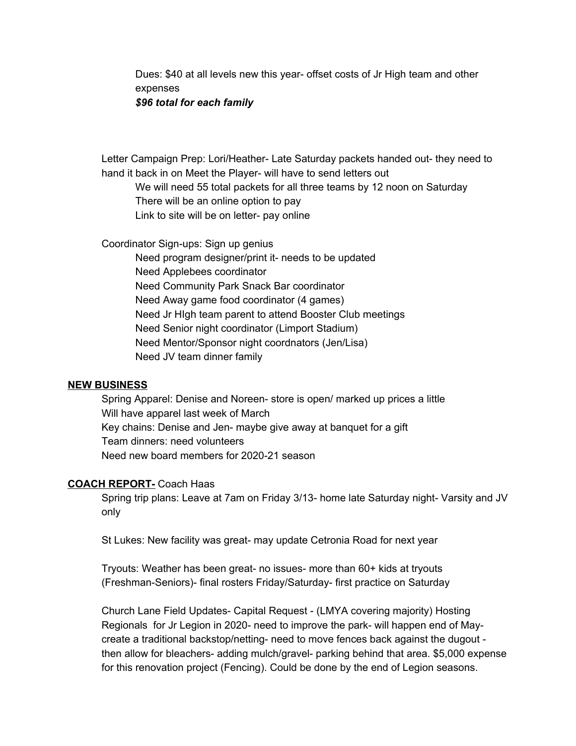Dues: $40 at all levels new this year- offset costs of Jr High team and other expenses
***$96 total for each family***

Letter Campaign Prep: Lori/Heather- Late Saturday packets handed out- they need to hand it back in on Meet the Player- will have to send letters out

We will need 55 total packets for all three teams by 12 noon on Saturday
There will be an online option to pay
Link to site will be on letter- pay online

Coordinator Sign-ups: Sign up genius

Need program designer/print it- needs to be updated
Need Applebees coordinator
Need Community Park Snack Bar coordinator
Need Away game food coordinator (4 games)
Need Jr HIgh team parent to attend Booster Club meetings
Need Senior night coordinator (Limport Stadium)
Need Mentor/Sponsor night coordnators (Jen/Lisa)
Need JV team dinner family

**NEW BUSINESS**

Spring Apparel: Denise and Noreen- store is open/ marked up prices a little
Will have apparel last week of March
Key chains: Denise and Jen- maybe give away at banquet for a gift
Team dinners: need volunteers
Need new board members for 2020-21 season

**COACH REPORT-** Coach Haas

Spring trip plans: Leave at 7am on Friday 3/13- home late Saturday night- Varsity and JV only

St Lukes: New facility was great- may update Cetronia Road for next year

Tryouts: Weather has been great- no issues- more than 60+ kids at tryouts (Freshman-Seniors)- final rosters Friday/Saturday- first practice on Saturday

Church Lane Field Updates- Capital Request - (LMYA covering majority) Hosting Regionals for Jr Legion in 2020- need to improve the park- will happen end of May- create a traditional backstop/netting- need to move fences back against the dugout - then allow for bleachers- adding mulch/gravel- parking behind that area. $5,000 expense for this renovation project (Fencing). Could be done by the end of Legion seasons.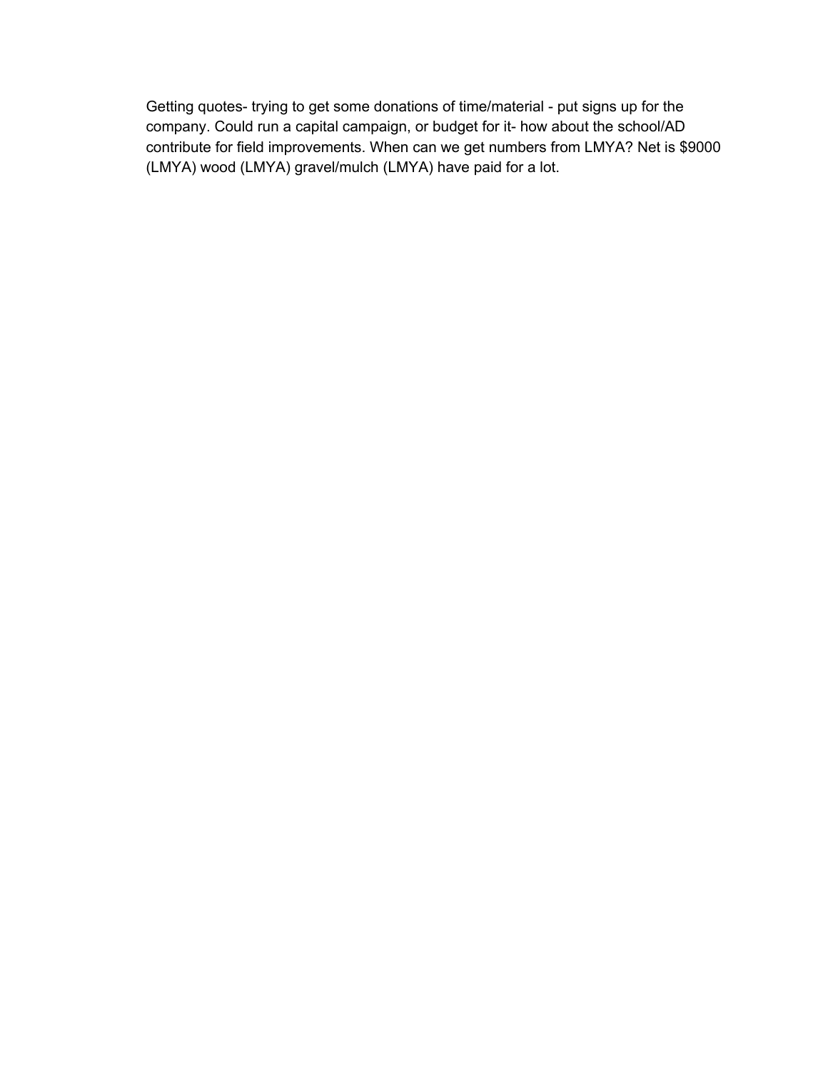Getting quotes- trying to get some donations of time/material - put signs up for the company. Could run a capital campaign, or budget for it- how about the school/AD contribute for field improvements. When can we get numbers from LMYA? Net is $9000 (LMYA) wood (LMYA) gravel/mulch (LMYA) have paid for a lot.